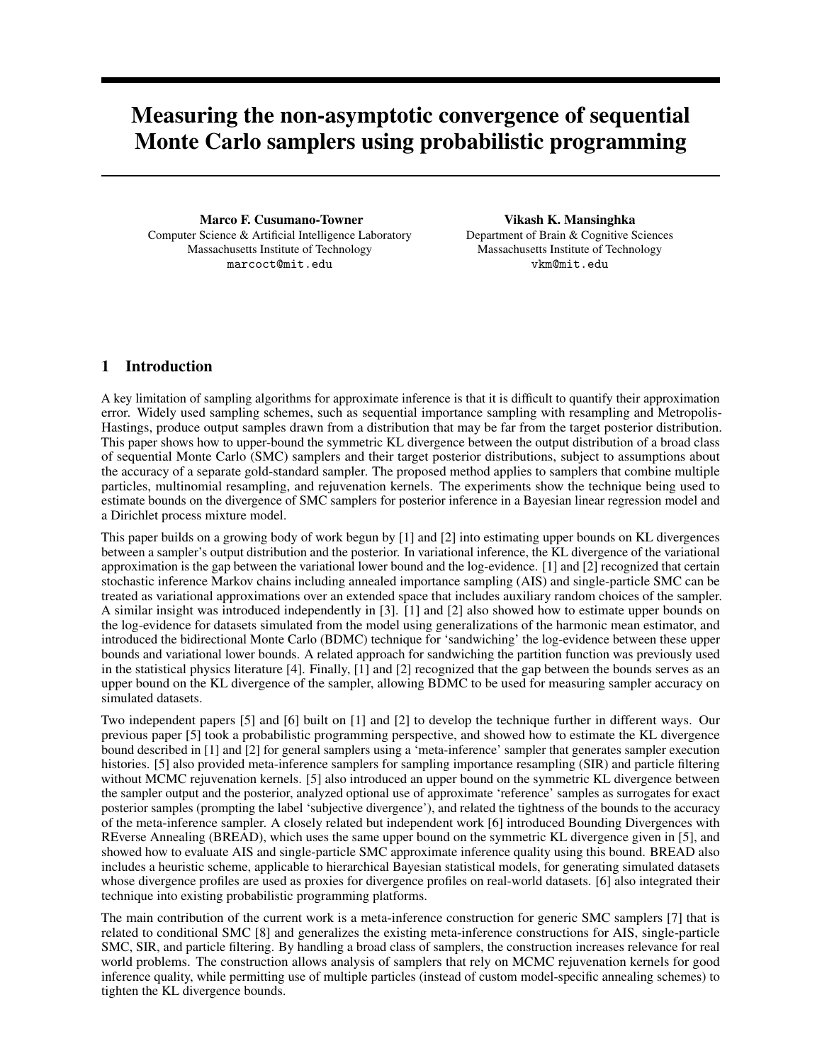# Measuring the non-asymptotic convergence of sequential Monte Carlo samplers using probabilistic programming

**Marco F. Cusumano-Towner**
Computer Science & Artificial Intelligence Laboratory
Massachusetts Institute of Technology
`marcoct@mit.edu`

**Vikash K. Mansinghka**
Department of Brain & Cognitive Sciences
Massachusetts Institute of Technology
`vkm@mit.edu`

## 1 Introduction

A key limitation of sampling algorithms for approximate inference is that it is difficult to quantify their approximation error. Widely used sampling schemes, such as sequential importance sampling with resampling and Metropolis-Hastings, produce output samples drawn from a distribution that may be far from the target posterior distribution. This paper shows how to upper-bound the symmetric KL divergence between the output distribution of a broad class of sequential Monte Carlo (SMC) samplers and their target posterior distributions, subject to assumptions about the accuracy of a separate gold-standard sampler. The proposed method applies to samplers that combine multiple particles, multinomial resampling, and rejuvenation kernels. The experiments show the technique being used to estimate bounds on the divergence of SMC samplers for posterior inference in a Bayesian linear regression model and a Dirichlet process mixture model.

This paper builds on a growing body of work begun by [1] and [2] into estimating upper bounds on KL divergences between a sampler's output distribution and the posterior. In variational inference, the KL divergence of the variational approximation is the gap between the variational lower bound and the log-evidence. [1] and [2] recognized that certain stochastic inference Markov chains including annealed importance sampling (AIS) and single-particle SMC can be treated as variational approximations over an extended space that includes auxiliary random choices of the sampler. A similar insight was introduced independently in [3]. [1] and [2] also showed how to estimate upper bounds on the log-evidence for datasets simulated from the model using generalizations of the harmonic mean estimator, and introduced the bidirectional Monte Carlo (BDMC) technique for 'sandwiching' the log-evidence between these upper bounds and variational lower bounds. A related approach for sandwiching the partition function was previously used in the statistical physics literature [4]. Finally, [1] and [2] recognized that the gap between the bounds serves as an upper bound on the KL divergence of the sampler, allowing BDMC to be used for measuring sampler accuracy on simulated datasets.

Two independent papers [5] and [6] built on [1] and [2] to develop the technique further in different ways. Our previous paper [5] took a probabilistic programming perspective, and showed how to estimate the KL divergence bound described in [1] and [2] for general samplers using a 'meta-inference' sampler that generates sampler execution histories. [5] also provided meta-inference samplers for sampling importance resampling (SIR) and particle filtering without MCMC rejuvenation kernels. [5] also introduced an upper bound on the symmetric KL divergence between the sampler output and the posterior, analyzed optional use of approximate 'reference' samples as surrogates for exact posterior samples (prompting the label 'subjective divergence'), and related the tightness of the bounds to the accuracy of the meta-inference sampler. A closely related but independent work [6] introduced Bounding Divergences with REverse Annealing (BREAD), which uses the same upper bound on the symmetric KL divergence given in [5], and showed how to evaluate AIS and single-particle SMC approximate inference quality using this bound. BREAD also includes a heuristic scheme, applicable to hierarchical Bayesian statistical models, for generating simulated datasets whose divergence profiles are used as proxies for divergence profiles on real-world datasets. [6] also integrated their technique into existing probabilistic programming platforms.

The main contribution of the current work is a meta-inference construction for generic SMC samplers [7] that is related to conditional SMC [8] and generalizes the existing meta-inference constructions for AIS, single-particle SMC, SIR, and particle filtering. By handling a broad class of samplers, the construction increases relevance for real world problems. The construction allows analysis of samplers that rely on MCMC rejuvenation kernels for good inference quality, while permitting use of multiple particles (instead of custom model-specific annealing schemes) to tighten the KL divergence bounds.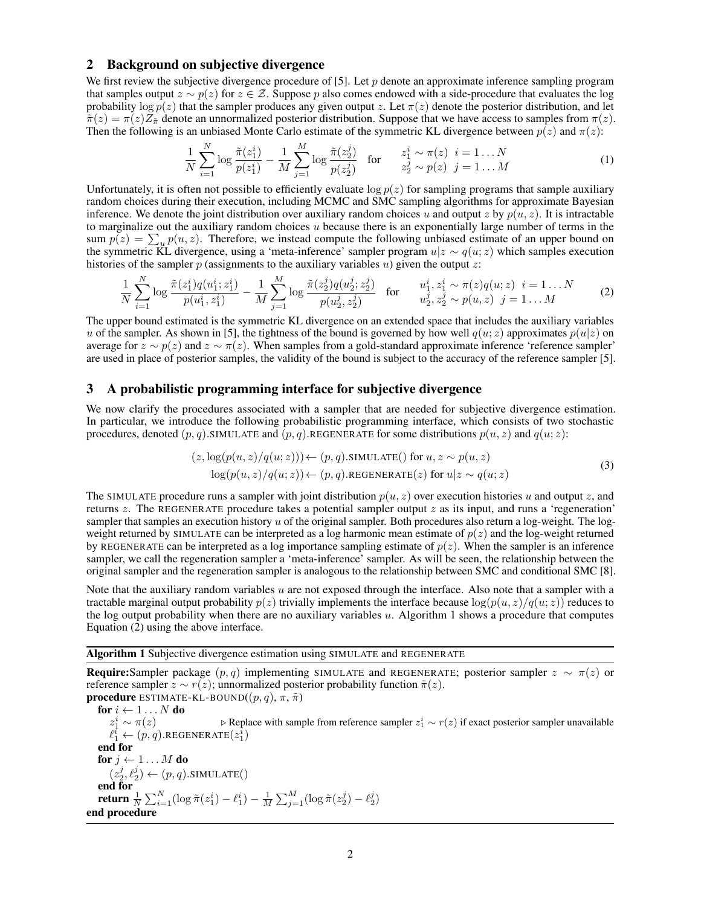## 2 Background on subjective divergence

We first review the subjective divergence procedure of [5]. Let $p$ denote an approximate inference sampling program that samples output $z \sim p(z)$ for $z \in \mathcal{Z}$. Suppose $p$ also comes endowed with a side-procedure that evaluates the log probability $\log p(z)$ that the sampler produces any given output $z$. Let $\pi(z)$ denote the posterior distribution, and let $\tilde{\pi}(z) = \pi(z) Z_{\tilde{\pi}}$ denote an unnormalized posterior distribution. Suppose that we have access to samples from $\pi(z)$. Then the following is an unbiased Monte Carlo estimate of the symmetric KL divergence between $p(z)$ and $\pi(z)$:

$$\frac{1}{N}\sum_{i=1}^{N} \log \frac{\tilde{\pi}(z_1^i)}{p(z_1^i)} - \frac{1}{M}\sum_{j=1}^{M} \log \frac{\tilde{\pi}(z_2^j)}{p(z_2^j)} \quad \text{for} \quad \begin{array}{l} z_1^i \sim \pi(z) \;\; i = 1 \ldots N \\ z_2^j \sim p(z) \;\; j = 1 \ldots M \end{array} \tag{1}$$

Unfortunately, it is often not possible to efficiently evaluate $\log p(z)$ for sampling programs that sample auxiliary random choices during their execution, including MCMC and SMC sampling algorithms for approximate Bayesian inference. We denote the joint distribution over auxiliary random choices $u$ and output $z$ by $p(u, z)$. It is intractable to marginalize out the auxiliary random choices $u$ because there is an exponentially large number of terms in the sum $p(z) = \sum_u p(u, z)$. Therefore, we instead compute the following unbiased estimate of an upper bound on the symmetric KL divergence, using a 'meta-inference' sampler program $u|z \sim q(u; z)$ which samples execution histories of the sampler $p$ (assignments to the auxiliary variables $u$) given the output $z$:

$$\frac{1}{N}\sum_{i=1}^{N} \log \frac{\tilde{\pi}(z_1^i) q(u_1^i; z_1^i)}{p(u_1^i, z_1^i)} - \frac{1}{M}\sum_{j=1}^{M} \log \frac{\tilde{\pi}(z_2^j) q(u_2^j; z_2^j)}{p(u_2^j, z_2^j)} \quad \text{for} \quad \begin{array}{l} u_1^i, z_1^i \sim \pi(z) q(u; z) \;\; i = 1 \ldots N \\ u_2^j, z_2^j \sim p(u, z) \;\; j = 1 \ldots M \end{array} \tag{2}$$

The upper bound estimated is the symmetric KL divergence on an extended space that includes the auxiliary variables $u$ of the sampler. As shown in [5], the tightness of the bound is governed by how well $q(u; z)$ approximates $p(u|z)$ on average for $z \sim p(z)$ and $z \sim \pi(z)$. When samples from a gold-standard approximate inference 'reference sampler' are used in place of posterior samples, the validity of the bound is subject to the accuracy of the reference sampler [5].

## 3 A probabilistic programming interface for subjective divergence

We now clarify the procedures associated with a sampler that are needed for subjective divergence estimation. In particular, we introduce the following probabilistic programming interface, which consists of two stochastic procedures, denoted $(p, q)$.SIMULATE and $(p, q)$.REGENERATE for some distributions $p(u, z)$ and $q(u; z)$:

$$\begin{array}{r} (z, \log(p(u, z)/q(u; z))) \leftarrow (p, q).\text{SIMULATE}() \text{ for } u, z \sim p(u, z) \\ \log(p(u, z)/q(u; z)) \leftarrow (p, q).\text{REGENERATE}(z) \text{ for } u|z \sim q(u; z) \end{array} \tag{3}$$

The SIMULATE procedure runs a sampler with joint distribution $p(u, z)$ over execution histories $u$ and output $z$, and returns $z$. The REGENERATE procedure takes a potential sampler output $z$ as its input, and runs a 'regeneration' sampler that samples an execution history $u$ of the original sampler. Both procedures also return a log-weight. The log-weight returned by SIMULATE can be interpreted as a log harmonic mean estimate of $p(z)$ and the log-weight returned by REGENERATE can be interpreted as a log importance sampling estimate of $p(z)$. When the sampler is an inference sampler, we call the regeneration sampler a 'meta-inference' sampler. As will be seen, the relationship between the original sampler and the regeneration sampler is analogous to the relationship between SMC and conditional SMC [8].

Note that the auxiliary random variables $u$ are not exposed through the interface. Also note that a sampler with a tractable marginal output probability $p(z)$ trivially implements the interface because $\log(p(u, z)/q(u; z))$ reduces to the log output probability when there are no auxiliary variables $u$. Algorithm 1 shows a procedure that computes Equation (2) using the above interface.

**Algorithm 1** Subjective divergence estimation using SIMULATE and REGENERATE

**Require:** Sampler package $(p, q)$ implementing SIMULATE and REGENERATE; posterior sampler $z \sim \pi(z)$ or reference sampler $z \sim r(z)$; unnormalized posterior probability function $\tilde{\pi}(z)$.

**procedure** ESTIMATE-KL-BOUND($(p, q)$, $\pi$, $\tilde{\pi}$)
&nbsp;&nbsp;**for** $i \leftarrow 1 \ldots N$ **do**
&nbsp;&nbsp;&nbsp;&nbsp;$z_1^i \sim \pi(z)$ ▷ Replace with sample from reference sampler $z_1^i \sim r(z)$ if exact posterior sampler unavailable
&nbsp;&nbsp;&nbsp;&nbsp;$\ell_1^i \leftarrow (p, q).\text{REGENERATE}(z_1^i)$
&nbsp;&nbsp;**end for**
&nbsp;&nbsp;**for** $j \leftarrow 1 \ldots M$ **do**
&nbsp;&nbsp;&nbsp;&nbsp;$(z_2^j, \ell_2^j) \leftarrow (p, q).\text{SIMULATE}()$
&nbsp;&nbsp;**end for**
&nbsp;&nbsp;**return** $\frac{1}{N}\sum_{i=1}^{N}(\log \tilde{\pi}(z_1^i) - \ell_1^i) - \frac{1}{M}\sum_{j=1}^{M}(\log \tilde{\pi}(z_2^j) - \ell_2^j)$
**end procedure**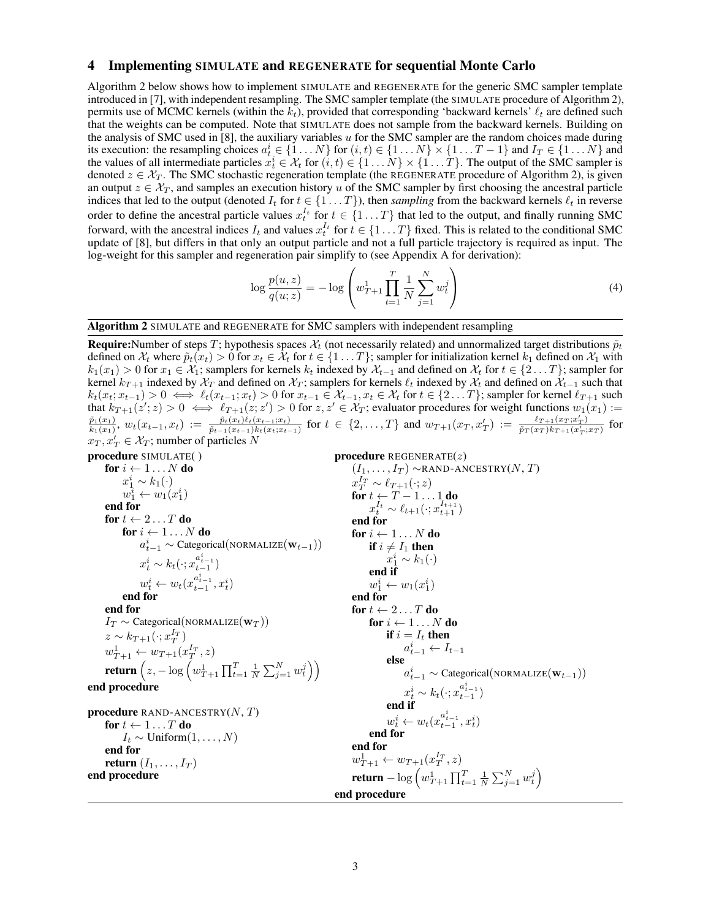## 4 Implementing SIMULATE and REGENERATE for sequential Monte Carlo

Algorithm 2 below shows how to implement SIMULATE and REGENERATE for the generic SMC sampler template introduced in [7], with independent resampling. The SMC sampler template (the SIMULATE procedure of Algorithm 2), permits use of MCMC kernels (within the $k_t$), provided that corresponding 'backward kernels' $\ell_t$ are defined such that the weights can be computed. Note that SIMULATE does not sample from the backward kernels. Building on the analysis of SMC used in [8], the auxiliary variables $u$ for the SMC sampler are the random choices made during its execution: the resampling choices $a_t^i \in \{1 \ldots N\}$ for $(i, t) \in \{1 \ldots N\} \times \{1 \ldots T-1\}$ and $I_T \in \{1 \ldots N\}$ and the values of all intermediate particles $x_t^i \in \mathcal{X}_t$ for $(i, t) \in \{1 \ldots N\} \times \{1 \ldots T\}$. The output of the SMC sampler is denoted $z \in \mathcal{X}_T$. The SMC stochastic regeneration template (the REGENERATE procedure of Algorithm 2), is given an output $z \in \mathcal{X}_T$, and samples an execution history $u$ of the SMC sampler by first choosing the ancestral particle indices that led to the output (denoted $I_t$ for $t \in \{1 \ldots T\}$), then *sampling* from the backward kernels $\ell_t$ in reverse order to define the ancestral particle values $x_t^{I_t}$ for $t \in \{1 \ldots T\}$ that led to the output, and finally running SMC forward, with the ancestral indices $I_t$ and values $x_t^{I_t}$ for $t \in \{1 \ldots T\}$ fixed. This is related to the conditional SMC update of [8], but differs in that only an output particle and not a full particle trajectory is required as input. The log-weight for this sampler and regeneration pair simplify to (see Appendix A for derivation):

$$\log \frac{p(u, z)}{q(u; z)} = -\log \left( w_{T+1}^1 \prod_{t=1}^{T} \frac{1}{N} \sum_{j=1}^{N} w_t^j \right) \tag{4}$$

**Algorithm 2** SIMULATE and REGENERATE for SMC samplers with independent resampling

**Require:** Number of steps $T$; hypothesis spaces $\mathcal{X}_t$ (not necessarily related) and unnormalized target distributions $\tilde{p}_t$ defined on $\mathcal{X}_t$ where $\tilde{p}_t(x_t) > 0$ for $x_t \in \mathcal{X}_t$ for $t \in \{1 \ldots T\}$; sampler for initialization kernel $k_1$ defined on $\mathcal{X}_1$ with $k_1(x_1) > 0$ for $x_1 \in \mathcal{X}_1$; samplers for kernels $k_t$ indexed by $\mathcal{X}_{t-1}$ and defined on $\mathcal{X}_t$ for $t \in \{2 \ldots T\}$; sampler for kernel $k_{T+1}$ indexed by $\mathcal{X}_T$ and defined on $\mathcal{X}_T$; samplers for kernels $\ell_t$ indexed by $\mathcal{X}_t$ and defined on $\mathcal{X}_{t-1}$ such that $k_t(x_t; x_{t-1}) > 0 \iff \ell_t(x_{t-1}; x_t) > 0$ for $x_{t-1} \in \mathcal{X}_{t-1}, x_t \in \mathcal{X}_t$ for $t \in \{2 \ldots T\}$; sampler for kernel $\ell_{T+1}$ such that $k_{T+1}(z'; z) > 0 \iff \ell_{T+1}(z; z') > 0$ for $z, z' \in \mathcal{X}_T$; evaluator procedures for weight functions $w_1(x_1) := \frac{\tilde{p}_1(x_1)}{k_1(x_1)}$, $w_t(x_{t-1}, x_t) := \frac{\tilde{p}_t(x_t)\ell_t(x_{t-1}; x_t)}{\tilde{p}_{t-1}(x_{t-1})k_t(x_t; x_{t-1})}$ for $t \in \{2, \ldots, T\}$ and $w_{T+1}(x_T, x_T') := \frac{\ell_{T+1}(x_T; x_T')}{\tilde{p}_T(x_T)k_{T+1}(x_T'; x_T)}$ for $x_T, x_T' \in \mathcal{X}_T$; number of particles $N$

**procedure** SIMULATE( )
- **for** $i \leftarrow 1 \ldots N$ **do**
  - $x_1^i \sim k_1(\cdot)$
  - $w_1^i \leftarrow w_1(x_1^i)$
- **end for**
- **for** $t \leftarrow 2 \ldots T$ **do**
  - **for** $i \leftarrow 1 \ldots N$ **do**
    - $a_{t-1}^i \sim \text{Categorical}(\text{NORMALIZE}(\mathbf{w}_{t-1}))$
    - $x_t^i \sim k_t(\cdot; x_{t-1}^{a_{t-1}^i})$
    - $w_t^i \leftarrow w_t(x_{t-1}^{a_{t-1}^i}, x_t^i)$
  - **end for**
- **end for**
- $I_T \sim \text{Categorical}(\text{NORMALIZE}(\mathbf{w}_T))$
- $z \sim k_{T+1}(\cdot; x_T^{I_T})$
- $w_{T+1}^1 \leftarrow w_{T+1}(x_T^{I_T}, z)$
- **return** $\left(z, -\log \left( w_{T+1}^1 \prod_{t=1}^{T} \frac{1}{N} \sum_{j=1}^{N} w_t^j \right)\right)$

**end procedure**

**procedure** RAND-ANCESTRY($N, T$)
- **for** $t \leftarrow 1 \ldots T$ **do**
  - $I_t \sim \text{Uniform}(1, \ldots, N)$
- **end for**
- **return** $(I_1, \ldots, I_T)$

**end procedure**

**procedure** REGENERATE($z$)
- $(I_1, \ldots, I_T) \sim$ RAND-ANCESTRY($N, T$)
- $x_T^{I_T} \sim \ell_{T+1}(\cdot; z)$
- **for** $t \leftarrow T-1 \ldots 1$ **do**
  - $x_t^{I_t} \sim \ell_{t+1}(\cdot; x_{t+1}^{I_{t+1}})$
- **end for**
- **for** $i \leftarrow 1 \ldots N$ **do**
  - **if** $i \neq I_1$ **then**
    - $x_1^i \sim k_1(\cdot)$
  - **end if**
  - $w_1^i \leftarrow w_1(x_1^i)$
- **end for**
- **for** $t \leftarrow 2 \ldots T$ **do**
  - **for** $i \leftarrow 1 \ldots N$ **do**
    - **if** $i = I_t$ **then**
      - $a_{t-1}^i \leftarrow I_{t-1}$
    - **else**
      - $a_{t-1}^i \sim \text{Categorical}(\text{NORMALIZE}(\mathbf{w}_{t-1}))$
      - $x_t^i \sim k_t(\cdot; x_{t-1}^{a_{t-1}^i})$
    - **end if**
    - $w_t^i \leftarrow w_t(x_{t-1}^{a_{t-1}^i}, x_t^i)$
  - **end for**
- **end for**
- $w_{T+1}^1 \leftarrow w_{T+1}(x_T^{I_T}, z)$
- **return** $-\log \left( w_{T+1}^1 \prod_{t=1}^{T} \frac{1}{N} \sum_{j=1}^{N} w_t^j \right)$

**end procedure**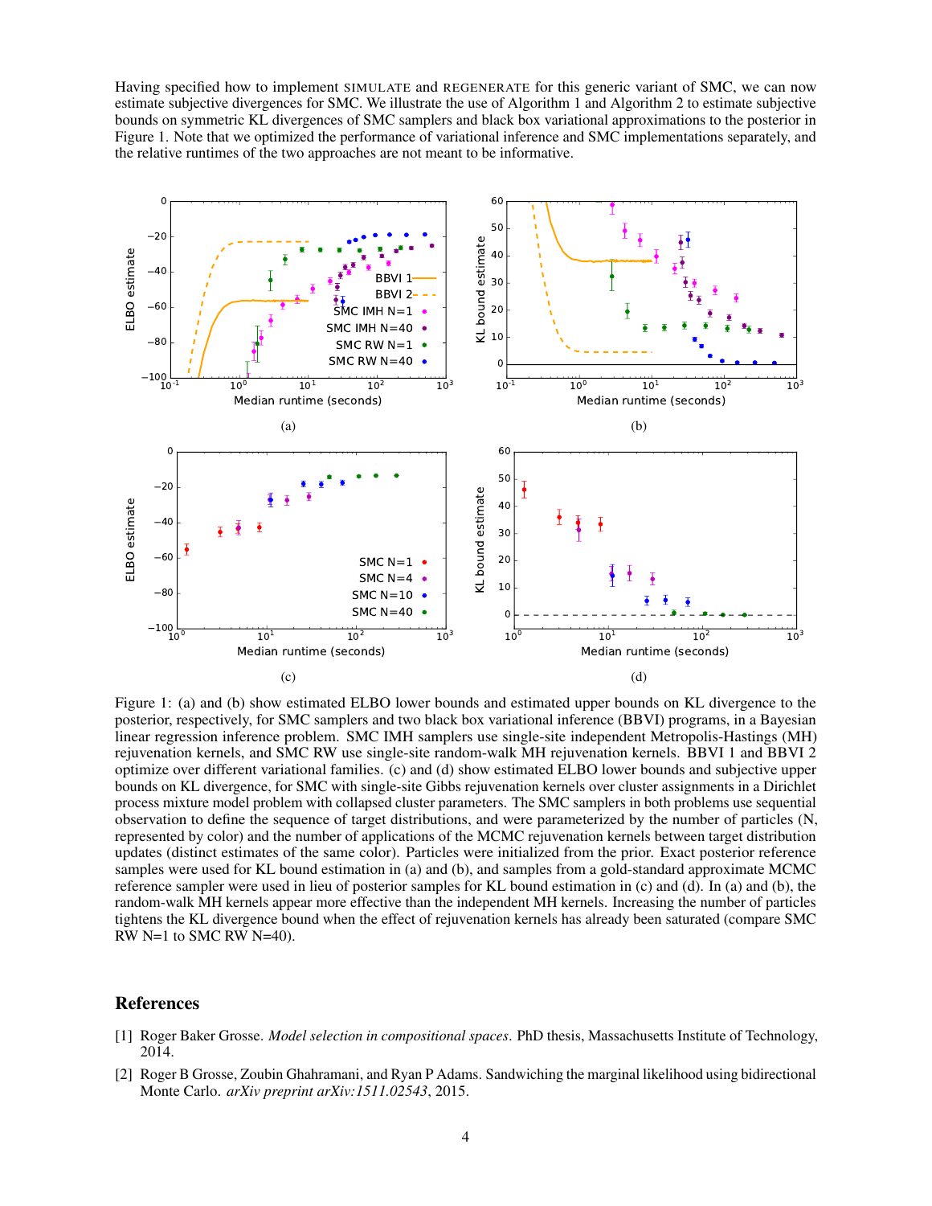Having specified how to implement SIMULATE and REGENERATE for this generic variant of SMC, we can now estimate subjective divergences for SMC. We illustrate the use of Algorithm 1 and Algorithm 2 to estimate subjective bounds on symmetric KL divergences of SMC samplers and black box variational approximations to the posterior in Figure 1. Note that we optimized the performance of variational inference and SMC implementations separately, and the relative runtimes of the two approaches are not meant to be informative.

Figure 1: (a) and (b) show estimated ELBO lower bounds and estimated upper bounds on KL divergence to the posterior, respectively, for SMC samplers and two black box variational inference (BBVI) programs, in a Bayesian linear regression inference problem. SMC IMH samplers use single-site independent Metropolis-Hastings (MH) rejuvenation kernels, and SMC RW use single-site random-walk MH rejuvenation kernels. BBVI 1 and BBVI 2 optimize over different variational families. (c) and (d) show estimated ELBO lower bounds and subjective upper bounds on KL divergence, for SMC with single-site Gibbs rejuvenation kernels over cluster assignments in a Dirichlet process mixture model problem with collapsed cluster parameters. The SMC samplers in both problems use sequential observation to define the sequence of target distributions, and were parameterized by the number of particles (N, represented by color) and the number of applications of the MCMC rejuvenation kernels between target distribution updates (distinct estimates of the same color). Particles were initialized from the prior. Exact posterior reference samples were used for KL bound estimation in (a) and (b), and samples from a gold-standard approximate MCMC reference sampler were used in lieu of posterior samples for KL bound estimation in (c) and (d). In (a) and (b), the random-walk MH kernels appear more effective than the independent MH kernels. Increasing the number of particles tightens the KL divergence bound when the effect of rejuvenation kernels has already been saturated (compare SMC RW N=1 to SMC RW N=40).

## References

[1] Roger Baker Grosse. *Model selection in compositional spaces*. PhD thesis, Massachusetts Institute of Technology, 2014.

[2] Roger B Grosse, Zoubin Ghahramani, and Ryan P Adams. Sandwiching the marginal likelihood using bidirectional Monte Carlo. *arXiv preprint arXiv:1511.02543*, 2015.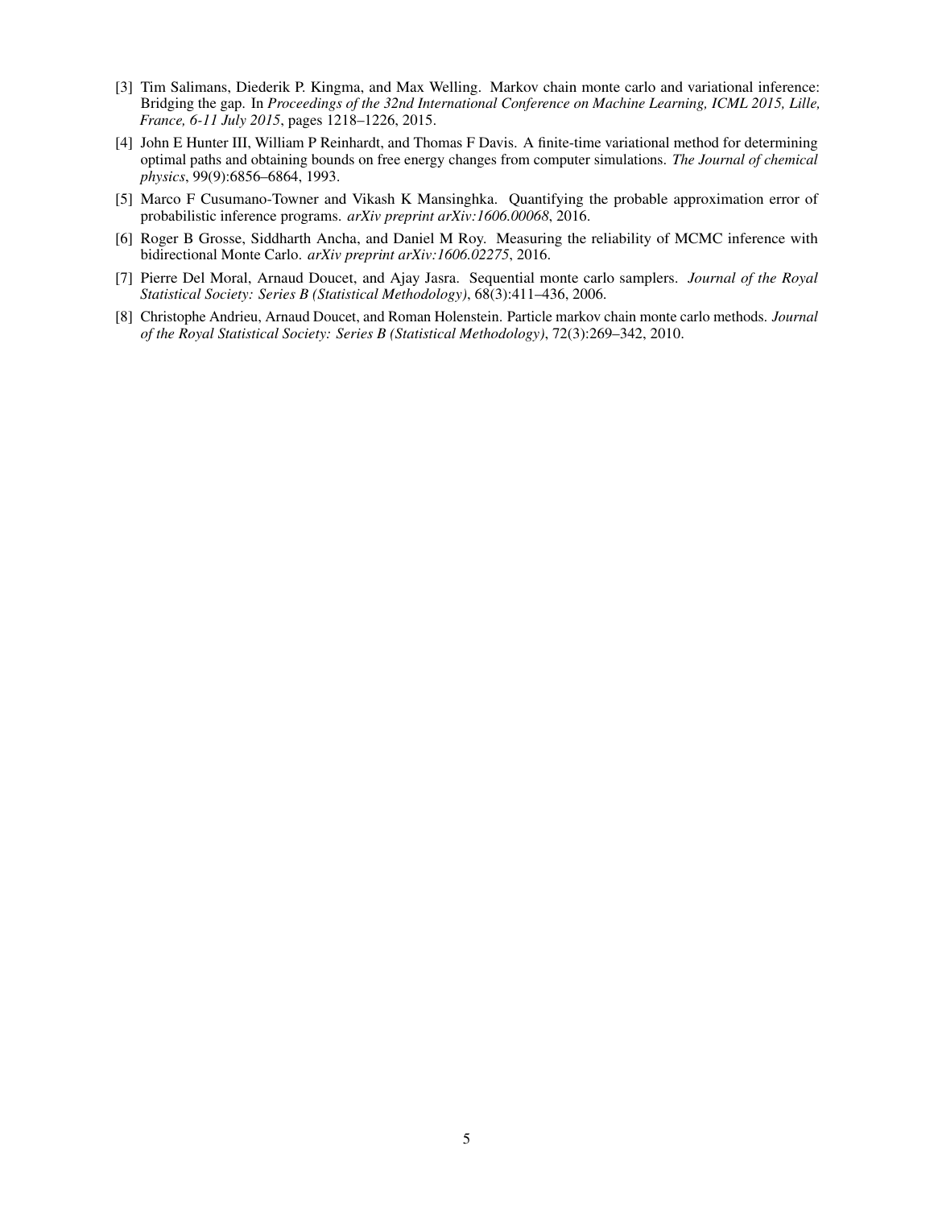[3] Tim Salimans, Diederik P. Kingma, and Max Welling. Markov chain monte carlo and variational inference: Bridging the gap. In *Proceedings of the 32nd International Conference on Machine Learning, ICML 2015, Lille, France, 6-11 July 2015*, pages 1218–1226, 2015.

[4] John E Hunter III, William P Reinhardt, and Thomas F Davis. A finite-time variational method for determining optimal paths and obtaining bounds on free energy changes from computer simulations. *The Journal of chemical physics*, 99(9):6856–6864, 1993.

[5] Marco F Cusumano-Towner and Vikash K Mansinghka. Quantifying the probable approximation error of probabilistic inference programs. *arXiv preprint arXiv:1606.00068*, 2016.

[6] Roger B Grosse, Siddharth Ancha, and Daniel M Roy. Measuring the reliability of MCMC inference with bidirectional Monte Carlo. *arXiv preprint arXiv:1606.02275*, 2016.

[7] Pierre Del Moral, Arnaud Doucet, and Ajay Jasra. Sequential monte carlo samplers. *Journal of the Royal Statistical Society: Series B (Statistical Methodology)*, 68(3):411–436, 2006.

[8] Christophe Andrieu, Arnaud Doucet, and Roman Holenstein. Particle markov chain monte carlo methods. *Journal of the Royal Statistical Society: Series B (Statistical Methodology)*, 72(3):269–342, 2010.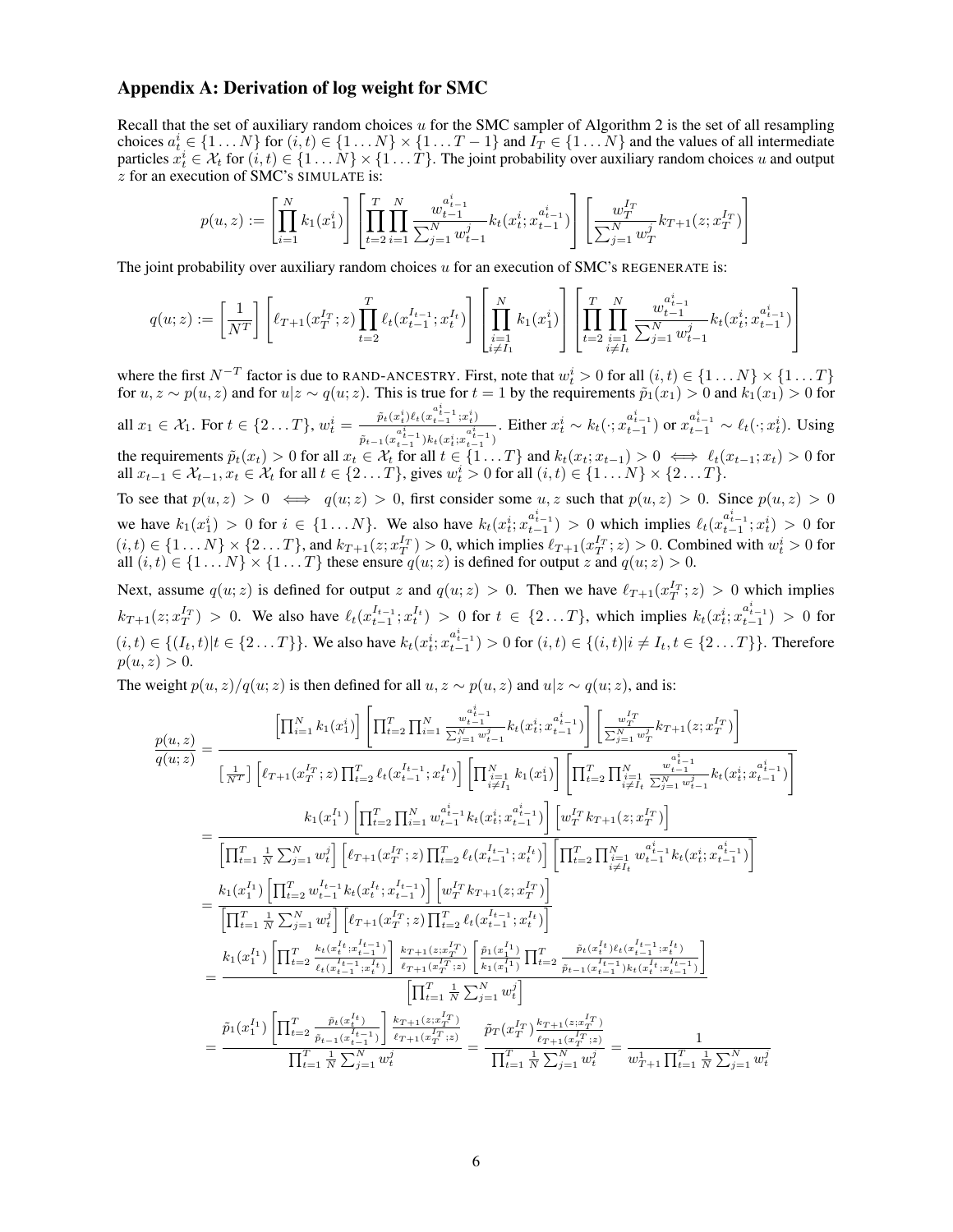## Appendix A: Derivation of log weight for SMC

Recall that the set of auxiliary random choices $u$ for the SMC sampler of Algorithm 2 is the set of all resampling choices $a_t^i \in \{1 \dots N\}$ for $(i,t) \in \{1 \dots N\} \times \{1 \dots T-1\}$ and $I_T \in \{1 \dots N\}$ and the values of all intermediate particles $x_t^i \in \mathcal{X}_t$ for $(i,t) \in \{1 \dots N\} \times \{1 \dots T\}$. The joint probability over auxiliary random choices $u$ and output $z$ for an execution of SMC's SIMULATE is:

$$p(u,z) := \left[\prod_{i=1}^N k_1(x_1^i)\right] \left[\prod_{t=2}^T \prod_{i=1}^N \frac{w_{t-1}^{a_{t-1}^i}}{\sum_{j=1}^N w_{t-1}^j} k_t(x_t^i; x_{t-1}^{a_{t-1}^i})\right] \left[\frac{w_T^{I_T}}{\sum_{j=1}^N w_T^j} k_{T+1}(z; x_T^{I_T})\right]$$

The joint probability over auxiliary random choices $u$ for an execution of SMC's REGENERATE is:

$$q(u;z) := \left[\frac{1}{N^T}\right] \left[\ell_{T+1}(x_T^{I_T}; z) \prod_{t=2}^T \ell_t(x_{t-1}^{I_{t-1}}; x_t^{I_t})\right] \left[\prod_{\substack{i=1 \\ i \neq I_1}}^N k_1(x_1^i)\right] \left[\prod_{t=2}^T \prod_{\substack{i=1 \\ i \neq I_t}}^N \frac{w_{t-1}^{a_{t-1}^i}}{\sum_{j=1}^N w_{t-1}^j} k_t(x_t^i; x_{t-1}^{a_{t-1}^i})\right]$$

where the first $N^{-T}$ factor is due to RAND-ANCESTRY. First, note that $w_t^i > 0$ for all $(i,t) \in \{1 \dots N\} \times \{1 \dots T\}$ for $u, z \sim p(u,z)$ and for $u|z \sim q(u;z)$. This is true for $t = 1$ by the requirements $\tilde{p}_1(x_1) > 0$ and $k_1(x_1) > 0$ for all $x_1 \in \mathcal{X}_1$. For $t \in \{2 \dots T\}$, $w_t^i = \frac{\tilde{p}_t(x_t^i)\ell_t(x_{t-1}^{a_{t-1}^i}; x_t^i)}{\tilde{p}_{t-1}(x_{t-1}^{a_{t-1}^i}) k_t(x_t^i; x_{t-1}^{a_{t-1}^i})}$. Either $x_t^i \sim k_t(\cdot; x_{t-1}^{a_{t-1}^i})$ or $x_{t-1}^{a_{t-1}^i} \sim \ell_t(\cdot; x_t^i)$. Using the requirements $\tilde{p}_t(x_t) > 0$ for all $x_t \in \mathcal{X}_t$ for all $t \in \{1 \dots T\}$ and $k_t(x_t; x_{t-1}) > 0 \iff \ell_t(x_{t-1}; x_t) > 0$ for all $x_{t-1} \in \mathcal{X}_{t-1}, x_t \in \mathcal{X}_t$ for all $t \in \{2 \dots T\}$, gives $w_t^i > 0$ for all $(i,t) \in \{1 \dots N\} \times \{2 \dots T\}$.

To see that $p(u,z) > 0 \iff q(u;z) > 0$, first consider some $u, z$ such that $p(u,z) > 0$. Since $p(u,z) > 0$ we have $k_1(x_1^i) > 0$ for $i \in \{1 \dots N\}$. We also have $k_t(x_t^i; x_{t-1}^{a_{t-1}^i}) > 0$ which implies $\ell_t(x_{t-1}^{a_{t-1}^i}; x_t^i) > 0$ for $(i,t) \in \{1 \dots N\} \times \{2 \dots T\}$, and $k_{T+1}(z; x_T^{I_T}) > 0$, which implies $\ell_{T+1}(x_T^{I_T}; z) > 0$. Combined with $w_t^i > 0$ for all $(i,t) \in \{1 \dots N\} \times \{1 \dots T\}$ these ensure $q(u;z)$ is defined for output $z$ and $q(u;z) > 0$.

Next, assume $q(u;z)$ is defined for output $z$ and $q(u;z) > 0$. Then we have $\ell_{T+1}(x_T^{I_T}; z) > 0$ which implies $k_{T+1}(z; x_T^{I_T}) > 0$. We also have $\ell_t(x_{t-1}^{I_{t-1}}; x_t^{I_t}) > 0$ for $t \in \{2 \dots T\}$, which implies $k_t(x_t^i; x_{t-1}^{a_{t-1}^i}) > 0$ for $(i,t) \in \{(I_t, t) | t \in \{2 \dots T\}\}$. We also have $k_t(x_t^i; x_{t-1}^{a_{t-1}^i}) > 0$ for $(i,t) \in \{(i,t) | i \neq I_t, t \in \{2 \dots T\}\}$. Therefore $p(u,z) > 0$.

The weight $p(u,z)/q(u;z)$ is then defined for all $u, z \sim p(u,z)$ and $u|z \sim q(u;z)$, and is:

$$\frac{p(u,z)}{q(u;z)} = \frac{\left[\prod_{i=1}^N k_1(x_1^i)\right] \left[\prod_{t=2}^T \prod_{i=1}^N \frac{w_{t-1}^{a_{t-1}^i}}{\sum_{j=1}^N w_{t-1}^j} k_t(x_t^i; x_{t-1}^{a_{t-1}^i})\right] \left[\frac{w_T^{I_T}}{\sum_{j=1}^N w_T^j} k_{T+1}(z; x_T^{I_T})\right]}{\left[\frac{1}{N^T}\right] \left[\ell_{T+1}(x_T^{I_T}; z) \prod_{t=2}^T \ell_t(x_{t-1}^{I_{t-1}}; x_t^{I_t})\right] \left[\prod_{\substack{i=1 \\ i \neq I_1}}^N k_1(x_1^i)\right] \left[\prod_{t=2}^T \prod_{\substack{i=1 \\ i \neq I_t}}^N \frac{w_{t-1}^{a_{t-1}^i}}{\sum_{j=1}^N w_{t-1}^j} k_t(x_t^i; x_{t-1}^{a_{t-1}^i})\right]}$$

$$= \frac{k_1(x_1^{I_1}) \left[\prod_{t=2}^T \prod_{i=1}^N w_{t-1}^{a_{t-1}^i} k_t(x_t^i; x_{t-1}^{a_{t-1}^i})\right] \left[w_T^{I_T} k_{T+1}(z; x_T^{I_T})\right]}{\left[\prod_{t=1}^T \frac{1}{N} \sum_{j=1}^N w_t^j\right] \left[\ell_{T+1}(x_T^{I_T}; z) \prod_{t=2}^T \ell_t(x_{t-1}^{I_{t-1}}; x_t^{I_t})\right] \left[\prod_{t=2}^T \prod_{\substack{i=1 \\ i \neq I_t}}^N w_{t-1}^{a_{t-1}^i} k_t(x_t^i; x_{t-1}^{a_{t-1}^i})\right]}$$

$$= \frac{k_1(x_1^{I_1}) \left[\prod_{t=2}^T w_{t-1}^{I_{t-1}} k_t(x_t^{I_t}; x_{t-1}^{I_{t-1}})\right] \left[w_T^{I_T} k_{T+1}(z; x_T^{I_T})\right]}{\left[\prod_{t=1}^T \frac{1}{N} \sum_{j=1}^N w_t^j\right] \left[\ell_{T+1}(x_T^{I_T}; z) \prod_{t=2}^T \ell_t(x_{t-1}^{I_{t-1}}; x_t^{I_t})\right]}$$

$$= \frac{k_1(x_1^{I_1}) \left[\prod_{t=2}^T \frac{k_t(x_t^{I_t}; x_{t-1}^{I_{t-1}})}{\ell_t(x_{t-1}^{I_{t-1}}; x_t^{I_t})}\right] \frac{k_{T+1}(z; x_T^{I_T})}{\ell_{T+1}(x_T^{I_T}; z)} \left[\frac{\tilde{p}_1(x_1^{I_1})}{k_1(x_1^{I_1})} \prod_{t=2}^T \frac{\tilde{p}_t(x_t^{I_t}) \ell_t(x_{t-1}^{I_{t-1}}; x_t^{I_t})}{\tilde{p}_{t-1}(x_{t-1}^{I_{t-1}}) k_t(x_t^{I_t}; x_{t-1}^{I_{t-1}})}\right]}{\left[\prod_{t=1}^T \frac{1}{N} \sum_{j=1}^N w_t^j\right]}$$

$$= \frac{\tilde{p}_1(x_1^{I_1}) \left[\prod_{t=2}^T \frac{\tilde{p}_t(x_t^{I_t})}{\tilde{p}_{t-1}(x_{t-1}^{I_{t-1}})}\right] \frac{k_{T+1}(z; x_T^{I_T})}{\ell_{T+1}(x_T^{I_T}; z)}}{\prod_{t=1}^T \frac{1}{N} \sum_{j=1}^N w_t^j} = \frac{\tilde{p}_T(x_T^{I_T}) \frac{k_{T+1}(z; x_T^{I_T})}{\ell_{T+1}(x_T^{I_T}; z)}}{\prod_{t=1}^T \frac{1}{N} \sum_{j=1}^N w_t^j} = \frac{1}{w_{T+1}^1 \prod_{t=1}^T \frac{1}{N} \sum_{j=1}^N w_t^j}$$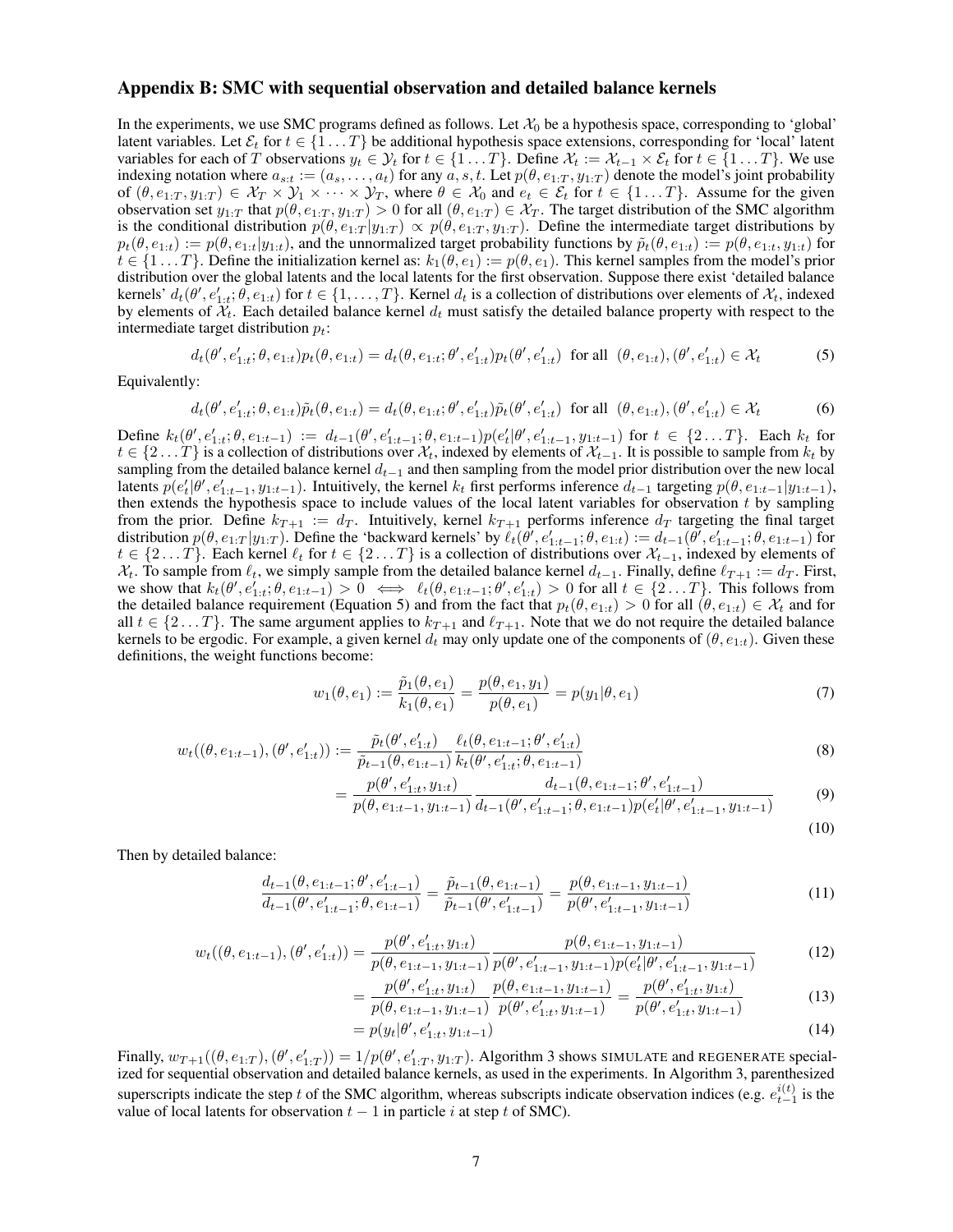## Appendix B: SMC with sequential observation and detailed balance kernels

In the experiments, we use SMC programs defined as follows. Let $\mathcal{X}_0$ be a hypothesis space, corresponding to 'global' latent variables. Let $\mathcal{E}_t$ for $t \in \{1 \dots T\}$ be additional hypothesis space extensions, corresponding for 'local' latent variables for each of $T$ observations $y_t \in \mathcal{Y}_t$ for $t \in \{1 \dots T\}$. Define $\mathcal{X}_t := \mathcal{X}_{t-1} \times \mathcal{E}_t$ for $t \in \{1 \dots T\}$. We use indexing notation where $a_{s:t} := (a_s, \dots, a_t)$ for any $a, s, t$. Let $p(\theta, e_{1:T}, y_{1:T})$ denote the model's joint probability of $(\theta, e_{1:T}, y_{1:T}) \in \mathcal{X}_T \times \mathcal{Y}_1 \times \cdots \times \mathcal{Y}_T$, where $\theta \in \mathcal{X}_0$ and $e_t \in \mathcal{E}_t$ for $t \in \{1 \dots T\}$. Assume for the given observation set $y_{1:T}$ that $p(\theta, e_{1:T}, y_{1:T}) > 0$ for all $(\theta, e_{1:T}) \in \mathcal{X}_T$. The target distribution of the SMC algorithm is the conditional distribution $p(\theta, e_{1:T}|y_{1:T}) \propto p(\theta, e_{1:T}, y_{1:T})$. Define the intermediate target distributions by $p_t(\theta, e_{1:t}) := p(\theta, e_{1:t}|y_{1:t})$, and the unnormalized target probability functions by $\tilde{p}_t(\theta, e_{1:t}) := p(\theta, e_{1:t}, y_{1:t})$ for $t \in \{1 \dots T\}$. Define the initialization kernel as: $k_1(\theta, e_1) := p(\theta, e_1)$. This kernel samples from the model's prior distribution over the global latents and the local latents for the first observation. Suppose there exist 'detailed balance kernels' $d_t(\theta', e'_{1:t}; \theta, e_{1:t})$ for $t \in \{1, \dots, T\}$. Kernel $d_t$ is a collection of distributions over elements of $\mathcal{X}_t$, indexed by elements of $\mathcal{X}_t$. Each detailed balance kernel $d_t$ must satisfy the detailed balance property with respect to the intermediate target distribution $p_t$:

$$d_t(\theta', e'_{1:t}; \theta, e_{1:t}) p_t(\theta, e_{1:t}) = d_t(\theta, e_{1:t}; \theta', e'_{1:t}) p_t(\theta', e'_{1:t}) \text{ for all } (\theta, e_{1:t}), (\theta', e'_{1:t}) \in \mathcal{X}_t \tag{5}$$

Equivalently:

$$d_t(\theta', e'_{1:t}; \theta, e_{1:t}) \tilde{p}_t(\theta, e_{1:t}) = d_t(\theta, e_{1:t}; \theta', e'_{1:t}) \tilde{p}_t(\theta', e'_{1:t}) \text{ for all } (\theta, e_{1:t}), (\theta', e'_{1:t}) \in \mathcal{X}_t \tag{6}$$

Define $k_t(\theta', e'_{1:t}; \theta, e_{1:t-1}) := d_{t-1}(\theta', e'_{1:t-1}; \theta, e_{1:t-1}) p(e'_t|\theta', e'_{1:t-1}, y_{1:t-1})$ for $t \in \{2 \dots T\}$. Each $k_t$ for $t \in \{2 \dots T\}$ is a collection of distributions over $\mathcal{X}_t$, indexed by elements of $\mathcal{X}_{t-1}$. It is possible to sample from $k_t$ by sampling from the detailed balance kernel $d_{t-1}$ and then sampling from the model prior distribution over the new local latents $p(e'_t|\theta', e'_{1:t-1}, y_{1:t-1})$. Intuitively, the kernel $k_t$ first performs inference $d_{t-1}$ targeting $p(\theta, e_{1:t-1}|y_{1:t-1})$, then extends the hypothesis space to include values of the local latent variables for observation $t$ by sampling from the prior. Define $k_{T+1} := d_T$. Intuitively, kernel $k_{T+1}$ performs inference $d_T$ targeting the final target distribution $p(\theta, e_{1:T}|y_{1:T})$. Define the 'backward kernels' by $\ell_t(\theta', e'_{1:t-1}; \theta, e_{1:t}) := d_{t-1}(\theta', e'_{1:t-1}; \theta, e_{1:t-1})$ for $t \in \{2 \dots T\}$. Each kernel $\ell_t$ for $t \in \{2 \dots T\}$ is a collection of distributions over $\mathcal{X}_{t-1}$, indexed by elements of $\mathcal{X}_t$. To sample from $\ell_t$, we simply sample from the detailed balance kernel $d_{t-1}$. Finally, define $\ell_{T+1} := d_T$. First, we show that $k_t(\theta', e'_{1:t}; \theta, e_{1:t-1}) > 0 \iff \ell_t(\theta, e_{1:t-1}; \theta', e'_{1:t}) > 0$ for all $t \in \{2 \dots T\}$. This follows from the detailed balance requirement (Equation 5) and from the fact that $p_t(\theta, e_{1:t}) > 0$ for all $(\theta, e_{1:t}) \in \mathcal{X}_t$ and for all $t \in \{2 \dots T\}$. The same argument applies to $k_{T+1}$ and $\ell_{T+1}$. Note that we do not require the detailed balance kernels to be ergodic. For example, a given kernel $d_t$ may only update one of the components of $(\theta, e_{1:t})$. Given these definitions, the weight functions become:

$$w_1(\theta, e_1) := \frac{\tilde{p}_1(\theta, e_1)}{k_1(\theta, e_1)} = \frac{p(\theta, e_1, y_1)}{p(\theta, e_1)} = p(y_1|\theta, e_1) \tag{7}$$

$$w_t((\theta, e_{1:t-1}), (\theta', e'_{1:t})) := \frac{\tilde{p}_t(\theta', e'_{1:t})}{\tilde{p}_{t-1}(\theta, e_{1:t-1})} \frac{\ell_t(\theta, e_{1:t-1}; \theta', e'_{1:t})}{k_t(\theta', e'_{1:t}; \theta, e_{1:t-1})} \tag{8}$$

$$= \frac{p(\theta', e'_{1:t}, y_{1:t})}{p(\theta, e_{1:t-1}, y_{1:t-1})} \frac{d_{t-1}(\theta, e_{1:t-1}; \theta', e'_{1:t-1})}{d_{t-1}(\theta', e'_{1:t-1}; \theta, e_{1:t-1}) p(e'_t|\theta', e'_{1:t-1}, y_{1:t-1})} \tag{9}$$

$$\tag{10}$$

Then by detailed balance:

$$\frac{d_{t-1}(\theta, e_{1:t-1}; \theta', e'_{1:t-1})}{d_{t-1}(\theta', e'_{1:t-1}; \theta, e_{1:t-1})} = \frac{\tilde{p}_{t-1}(\theta, e_{1:t-1})}{\tilde{p}_{t-1}(\theta', e'_{1:t-1})} = \frac{p(\theta, e_{1:t-1}, y_{1:t-1})}{p(\theta', e'_{1:t-1}, y_{1:t-1})} \tag{11}$$

$$w_t((\theta, e_{1:t-1}), (\theta', e'_{1:t})) = \frac{p(\theta', e'_{1:t}, y_{1:t})}{p(\theta, e_{1:t-1}, y_{1:t-1})} \frac{p(\theta, e_{1:t-1}, y_{1:t-1})}{p(\theta', e'_{1:t-1}, y_{1:t-1}) p(e'_t|\theta', e'_{1:t-1}, y_{1:t-1})} \tag{12}$$

$$= \frac{p(\theta', e'_{1:t}, y_{1:t})}{p(\theta, e_{1:t-1}, y_{1:t-1})} \frac{p(\theta, e_{1:t-1}, y_{1:t-1})}{p(\theta', e'_{1:t}, y_{1:t-1})} = \frac{p(\theta', e'_{1:t}, y_{1:t})}{p(\theta', e'_{1:t}, y_{1:t-1})} \tag{13}$$

$$= p(y_t|\theta', e'_{1:t}, y_{1:t-1}) \tag{14}$$

Finally, $w_{T+1}((\theta, e_{1:T}), (\theta', e'_{1:T})) = 1/p(\theta', e'_{1:T}, y_{1:T})$. Algorithm 3 shows SIMULATE and REGENERATE specialized for sequential observation and detailed balance kernels, as used in the experiments. In Algorithm 3, parenthesized superscripts indicate the step $t$ of the SMC algorithm, whereas subscripts indicate observation indices (e.g. $e^{i(t)}_{t-1}$ is the value of local latents for observation $t-1$ in particle $i$ at step $t$ of SMC).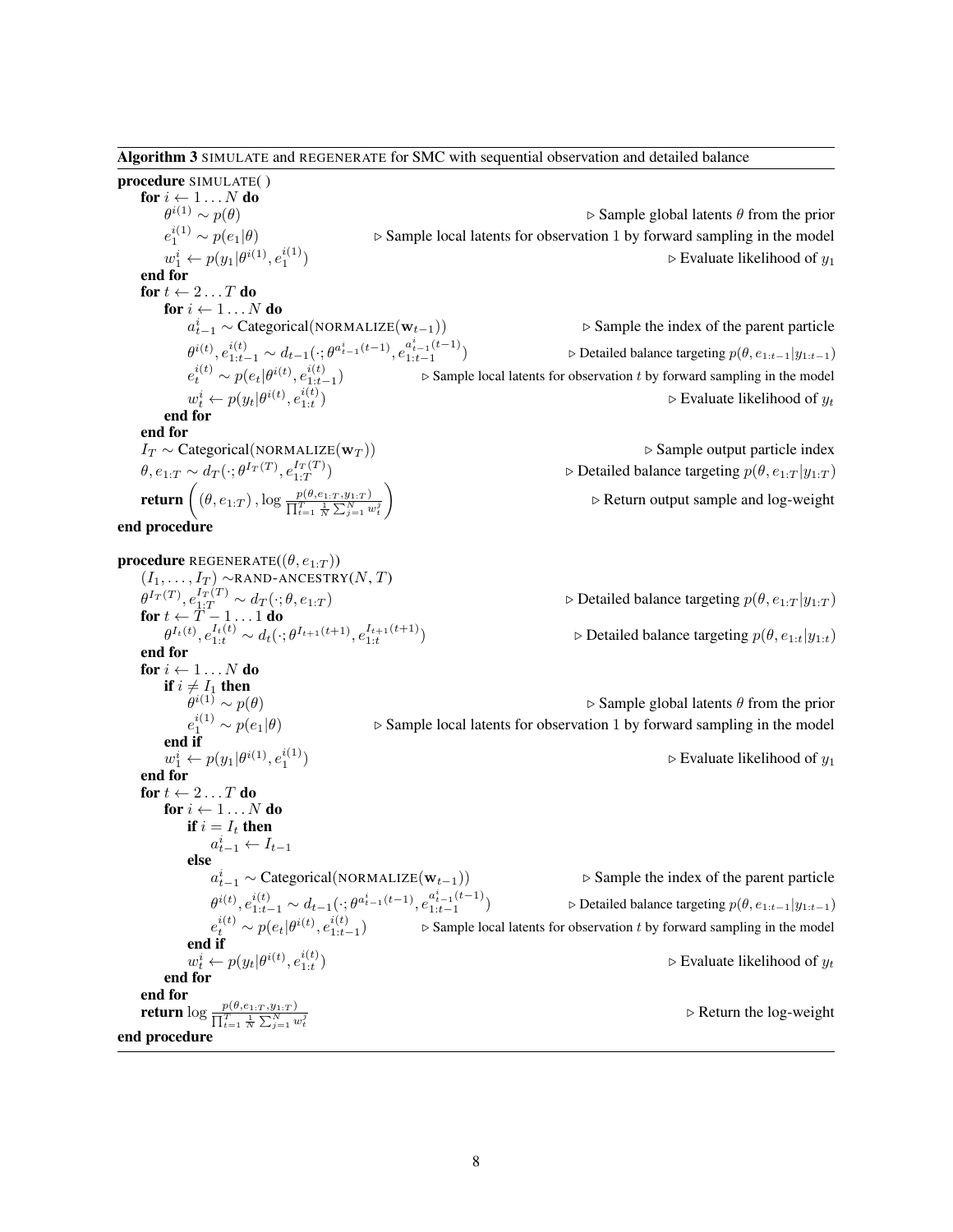**Algorithm 3** SIMULATE and REGENERATE for SMC with sequential observation and detailed balance

```
procedure SIMULATE( )
    for i ← 1 ... N do
        θ^{i(1)} ~ p(θ)                                          ▷ Sample global latents θ from the prior
        e_1^{i(1)} ~ p(e_1|θ)                                    ▷ Sample local latents for observation 1 by forward sampling in the model
        w_1^i ← p(y_1|θ^{i(1)}, e_1^{i(1)})                      ▷ Evaluate likelihood of y_1
    end for
    for t ← 2 ... T do
        for i ← 1 ... N do
            a_{t-1}^i ~ Categorical(NORMALIZE(w_{t-1}))          ▷ Sample the index of the parent particle
            θ^{i(t)}, e_{1:t-1}^{i(t)} ~ d_{t-1}(·; θ^{a_{t-1}^i(t-1)}, e_{1:t-1}^{a_{t-1}^i(t-1)})   ▷ Detailed balance targeting p(θ, e_{1:t-1}|y_{1:t-1})
            e_t^{i(t)} ~ p(e_t|θ^{i(t)}, e_{1:t-1}^{i(t)})       ▷ Sample local latents for observation t by forward sampling in the model
            w_t^i ← p(y_t|θ^{i(t)}, e_{1:t}^{i(t)})              ▷ Evaluate likelihood of y_t
        end for
    end for
    I_T ~ Categorical(NORMALIZE(w_T))                            ▷ Sample output particle index
    θ, e_{1:T} ~ d_T(·; θ^{I_T(T)}, e_{1:T}^{I_T(T)})            ▷ Detailed balance targeting p(θ, e_{1:T}|y_{1:T})
    return ((θ, e_{1:T}), log [p(θ, e_{1:T}, y_{1:T}) / ∏_{t=1}^T (1/N) ∑_{j=1}^N w_t^j])   ▷ Return output sample and log-weight
end procedure

procedure REGENERATE((θ, e_{1:T}))
    (I_1, ..., I_T) ~ RAND-ANCESTRY(N, T)
    θ^{I_T(T)}, e_{1:T}^{I_T(T)} ~ d_T(·; θ, e_{1:T})            ▷ Detailed balance targeting p(θ, e_{1:T}|y_{1:T})
    for t ← T − 1 ... 1 do
        θ^{I_t(t)}, e_{1:t}^{I_t(t)} ~ d_t(·; θ^{I_{t+1}(t+1)}, e_{1:t}^{I_{t+1}(t+1)})   ▷ Detailed balance targeting p(θ, e_{1:t}|y_{1:t})
    end for
    for i ← 1 ... N do
        if i ≠ I_1 then
            θ^{i(1)} ~ p(θ)                                      ▷ Sample global latents θ from the prior
            e_1^{i(1)} ~ p(e_1|θ)                                ▷ Sample local latents for observation 1 by forward sampling in the model
        end if
        w_1^i ← p(y_1|θ^{i(1)}, e_1^{i(1)})                      ▷ Evaluate likelihood of y_1
    end for
    for t ← 2 ... T do
        for i ← 1 ... N do
            if i = I_t then
                a_{t-1}^i ← I_{t-1}
            else
                a_{t-1}^i ~ Categorical(NORMALIZE(w_{t-1}))      ▷ Sample the index of the parent particle
                θ^{i(t)}, e_{1:t-1}^{i(t)} ~ d_{t-1}(·; θ^{a_{t-1}^i(t-1)}, e_{1:t-1}^{a_{t-1}^i(t-1)})   ▷ Detailed balance targeting p(θ, e_{1:t-1}|y_{1:t-1})
                e_t^{i(t)} ~ p(e_t|θ^{i(t)}, e_{1:t-1}^{i(t)})   ▷ Sample local latents for observation t by forward sampling in the model
            end if
            w_t^i ← p(y_t|θ^{i(t)}, e_{1:t}^{i(t)})              ▷ Evaluate likelihood of y_t
        end for
    end for
    return log [p(θ, e_{1:T}, y_{1:T}) / ∏_{t=1}^T (1/N) ∑_{j=1}^N w_t^j]   ▷ Return the log-weight
end procedure
```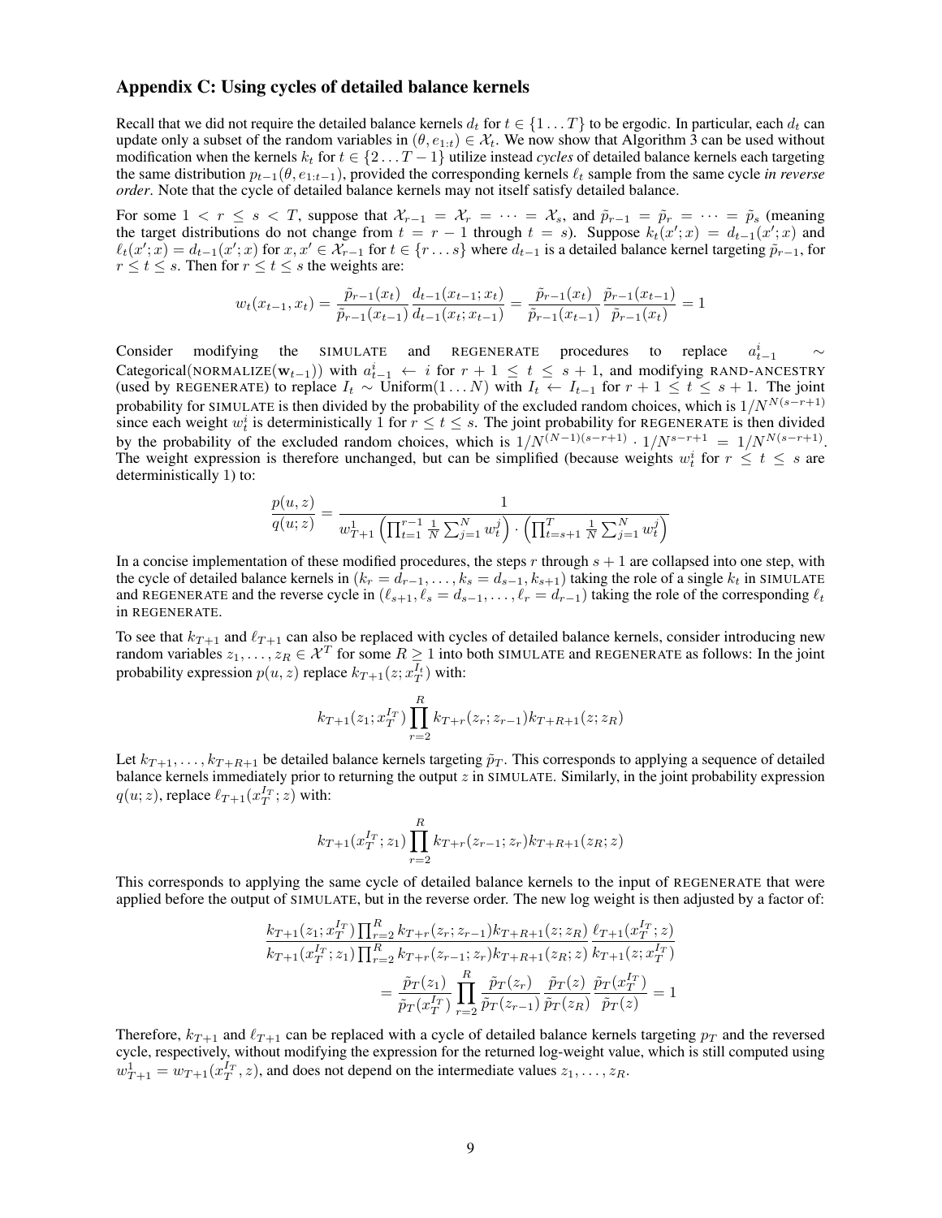## Appendix C: Using cycles of detailed balance kernels

Recall that we did not require the detailed balance kernels $d_t$ for $t \in \{1 \dots T\}$ to be ergodic. In particular, each $d_t$ can update only a subset of the random variables in $(\theta, e_{1:t}) \in \mathcal{X}_t$. We now show that Algorithm 3 can be used without modification when the kernels $k_t$ for $t \in \{2 \dots T-1\}$ utilize instead *cycles* of detailed balance kernels each targeting the same distribution $p_{t-1}(\theta, e_{1:t-1})$, provided the corresponding kernels $\ell_t$ sample from the same cycle *in reverse order*. Note that the cycle of detailed balance kernels may not itself satisfy detailed balance.

For some $1 < r \leq s < T$, suppose that $\mathcal{X}_{r-1} = \mathcal{X}_r = \cdots = \mathcal{X}_s$, and $\tilde{p}_{r-1} = \tilde{p}_r = \cdots = \tilde{p}_s$ (meaning the target distributions do not change from $t = r-1$ through $t = s$). Suppose $k_t(x'; x) = d_{t-1}(x'; x)$ and $\ell_t(x'; x) = d_{t-1}(x'; x)$ for $x, x' \in \mathcal{X}_{r-1}$ for $t \in \{r \dots s\}$ where $d_{t-1}$ is a detailed balance kernel targeting $\tilde{p}_{r-1}$, for $r \leq t \leq s$. Then for $r \leq t \leq s$ the weights are:

$$w_t(x_{t-1}, x_t) = \frac{\tilde{p}_{r-1}(x_t)}{\tilde{p}_{r-1}(x_{t-1})} \frac{d_{t-1}(x_{t-1}; x_t)}{d_{t-1}(x_t; x_{t-1})} = \frac{\tilde{p}_{r-1}(x_t)}{\tilde{p}_{r-1}(x_{t-1})} \frac{\tilde{p}_{r-1}(x_{t-1})}{\tilde{p}_{r-1}(x_t)} = 1$$

Consider modifying the SIMULATE and REGENERATE procedures to replace $a_{t-1}^i \sim \text{Categorical}(\text{NORMALIZE}(\mathbf{w}_{t-1}))$ with $a_{t-1}^i \leftarrow i$ for $r+1 \leq t \leq s+1$, and modifying RAND-ANCESTRY (used by REGENERATE) to replace $I_t \sim \text{Uniform}(1 \dots N)$ with $I_t \leftarrow I_{t-1}$ for $r+1 \leq t \leq s+1$. The joint probability for SIMULATE is then divided by the probability of the excluded random choices, which is $1/N^{N(s-r+1)}$ since each weight $w_t^i$ is deterministically 1 for $r \leq t \leq s$. The joint probability for REGENERATE is then divided by the probability of the excluded random choices, which is $1/N^{(N-1)(s-r+1)} \cdot 1/N^{s-r+1} = 1/N^{N(s-r+1)}$. The weight expression is therefore unchanged, but can be simplified (because weights $w_t^i$ for $r \leq t \leq s$ are deterministically 1) to:

$$\frac{p(u,z)}{q(u;z)} = \frac{1}{w_{T+1}^1 \left( \prod_{t=1}^{r-1} \frac{1}{N} \sum_{j=1}^N w_t^j \right) \cdot \left( \prod_{t=s+1}^{T} \frac{1}{N} \sum_{j=1}^N w_t^j \right)}$$

In a concise implementation of these modified procedures, the steps $r$ through $s+1$ are collapsed into one step, with the cycle of detailed balance kernels in $(k_r = d_{r-1}, \dots, k_s = d_{s-1}, k_{s+1})$ taking the role of a single $k_t$ in SIMULATE and REGENERATE and the reverse cycle in $(\ell_{s+1}, \ell_s = d_{s-1}, \dots, \ell_r = d_{r-1})$ taking the role of the corresponding $\ell_t$ in REGENERATE.

To see that $k_{T+1}$ and $\ell_{T+1}$ can also be replaced with cycles of detailed balance kernels, consider introducing new random variables $z_1, \dots, z_R \in \mathcal{X}^T$ for some $R \geq 1$ into both SIMULATE and REGENERATE as follows: In the joint probability expression $p(u, z)$ replace $k_{T+1}(z; x_T^{I_t})$ with:

$$k_{T+1}(z_1; x_T^{I_T}) \prod_{r=2}^{R} k_{T+r}(z_r; z_{r-1}) k_{T+R+1}(z; z_R)$$

Let $k_{T+1}, \dots, k_{T+R+1}$ be detailed balance kernels targeting $\tilde{p}_T$. This corresponds to applying a sequence of detailed balance kernels immediately prior to returning the output $z$ in SIMULATE. Similarly, in the joint probability expression $q(u; z)$, replace $\ell_{T+1}(x_T^{I_T}; z)$ with:

$$k_{T+1}(x_T^{I_T}; z_1) \prod_{r=2}^{R} k_{T+r}(z_{r-1}; z_r) k_{T+R+1}(z_R; z)$$

This corresponds to applying the same cycle of detailed balance kernels to the input of REGENERATE that were applied before the output of SIMULATE, but in the reverse order. The new log weight is then adjusted by a factor of:

$$\begin{aligned}
&\frac{k_{T+1}(z_1; x_T^{I_T}) \prod_{r=2}^{R} k_{T+r}(z_r; z_{r-1}) k_{T+R+1}(z; z_R)}{k_{T+1}(x_T^{I_T}; z_1) \prod_{r=2}^{R} k_{T+r}(z_{r-1}; z_r) k_{T+R+1}(z_R; z)} \frac{\ell_{T+1}(x_T^{I_T}; z)}{k_{T+1}(z; x_T^{I_T})} \\
&\qquad = \frac{\tilde{p}_T(z_1)}{\tilde{p}_T(x_T^{I_T})} \prod_{r=2}^{R} \frac{\tilde{p}_T(z_r)}{\tilde{p}_T(z_{r-1})} \frac{\tilde{p}_T(z)}{\tilde{p}_T(z_R)} \frac{\tilde{p}_T(x_T^{I_T})}{\tilde{p}_T(z)} = 1
\end{aligned}$$

Therefore, $k_{T+1}$ and $\ell_{T+1}$ can be replaced with a cycle of detailed balance kernels targeting $p_T$ and the reversed cycle, respectively, without modifying the expression for the returned log-weight value, which is still computed using $w_{T+1}^1 = w_{T+1}(x_T^{I_T}, z)$, and does not depend on the intermediate values $z_1, \dots, z_R$.